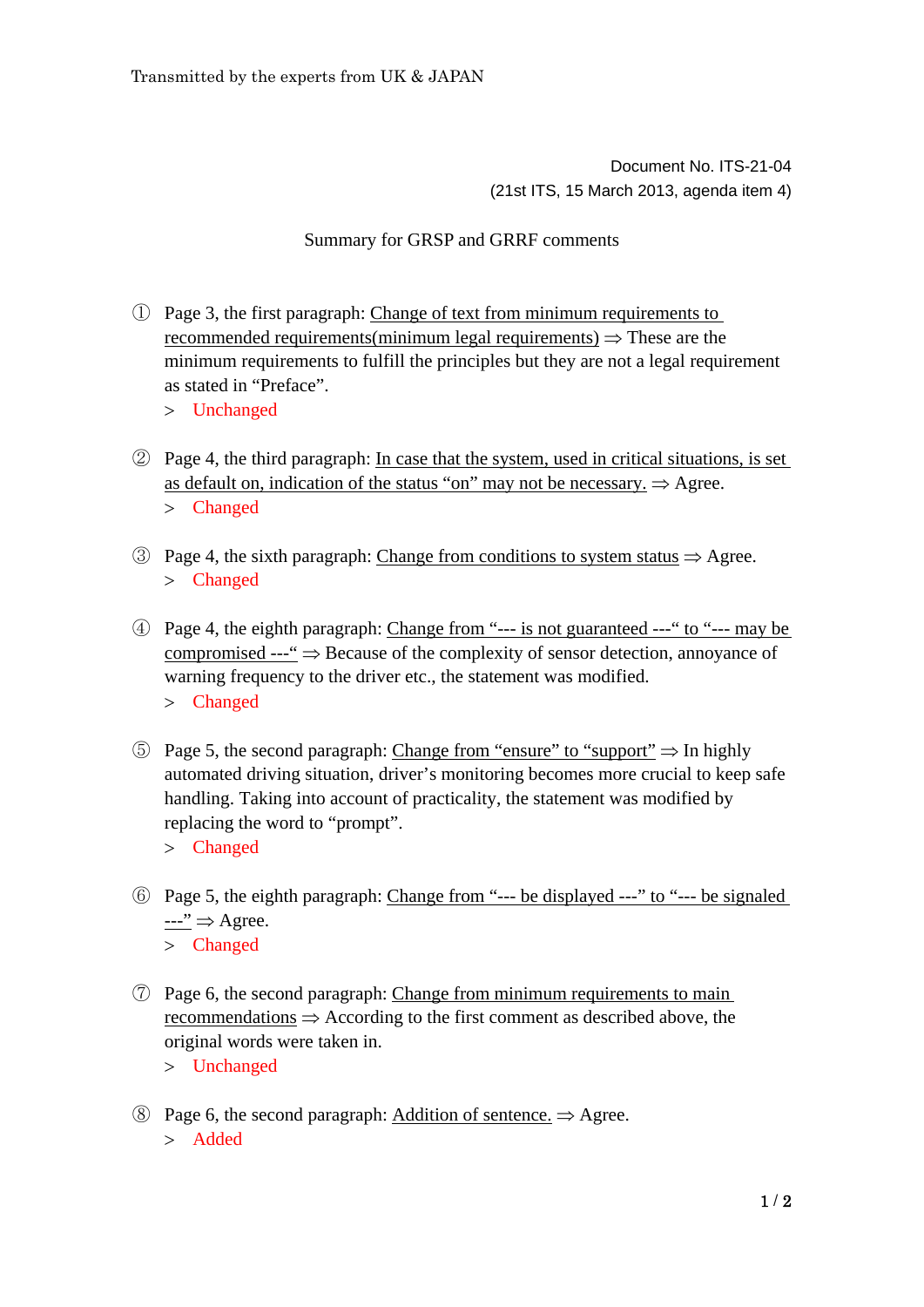Transmitted by the experts from UK & JAPAN

Document No. ITS-21-04
(21st ITS, 15 March 2013, agenda item 4)

Summary for GRSP and GRRF comments

① Page 3, the first paragraph: Change of text from minimum requirements to recommended requirements(minimum legal requirements) ⇒ These are the minimum requirements to fulfill the principles but they are not a legal requirement as stated in "Preface".
> Unchanged

② Page 4, the third paragraph: In case that the system, used in critical situations, is set as default on, indication of the status "on" may not be necessary. ⇒ Agree.
> Changed

③ Page 4, the sixth paragraph: Change from conditions to system status ⇒ Agree.
> Changed

④ Page 4, the eighth paragraph: Change from "--- is not guaranteed ---" to "--- may be compromised ---" ⇒ Because of the complexity of sensor detection, annoyance of warning frequency to the driver etc., the statement was modified.
> Changed

⑤ Page 5, the second paragraph: Change from "ensure" to "support" ⇒ In highly automated driving situation, driver's monitoring becomes more crucial to keep safe handling. Taking into account of practicality, the statement was modified by replacing the word to "prompt".
> Changed

⑥ Page 5, the eighth paragraph: Change from "--- be displayed ---" to "--- be signaled ---" ⇒ Agree.
> Changed

⑦ Page 6, the second paragraph: Change from minimum requirements to main recommendations ⇒ According to the first comment as described above, the original words were taken in.
> Unchanged

⑧ Page 6, the second paragraph: Addition of sentence. ⇒ Agree.
> Added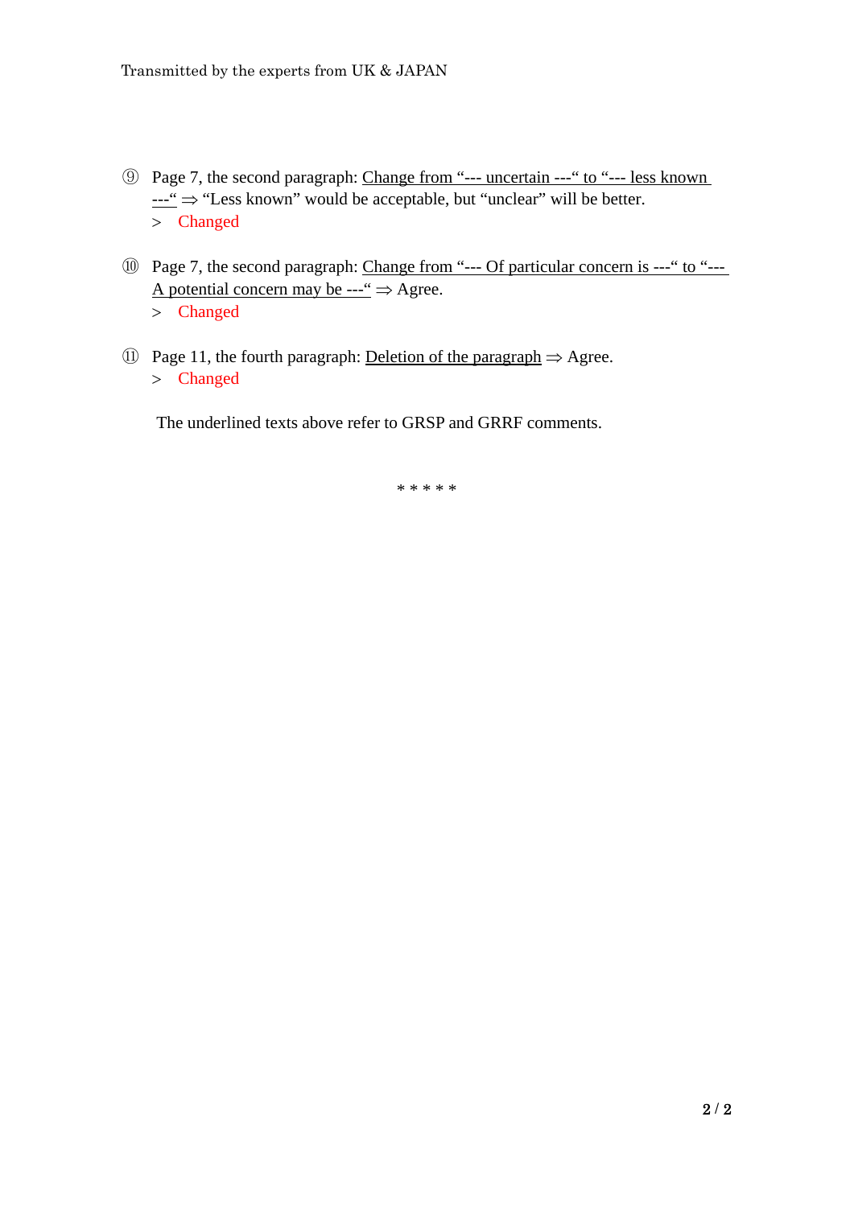Transmitted by the experts from UK & JAPAN

⑨ Page 7, the second paragraph: <u>Change from "--- uncertain ---" to "--- less known ---"</u> ⇒ "Less known" would be acceptable, but "unclear" will be better.
   > Changed

⑩ Page 7, the second paragraph: <u>Change from "--- Of particular concern is ---" to "--- A potential concern may be ---"</u> ⇒ Agree.
   > Changed

⑪ Page 11, the fourth paragraph: <u>Deletion of the paragraph</u> ⇒ Agree.
   > Changed

The underlined texts above refer to GRSP and GRRF comments.

* * * * *